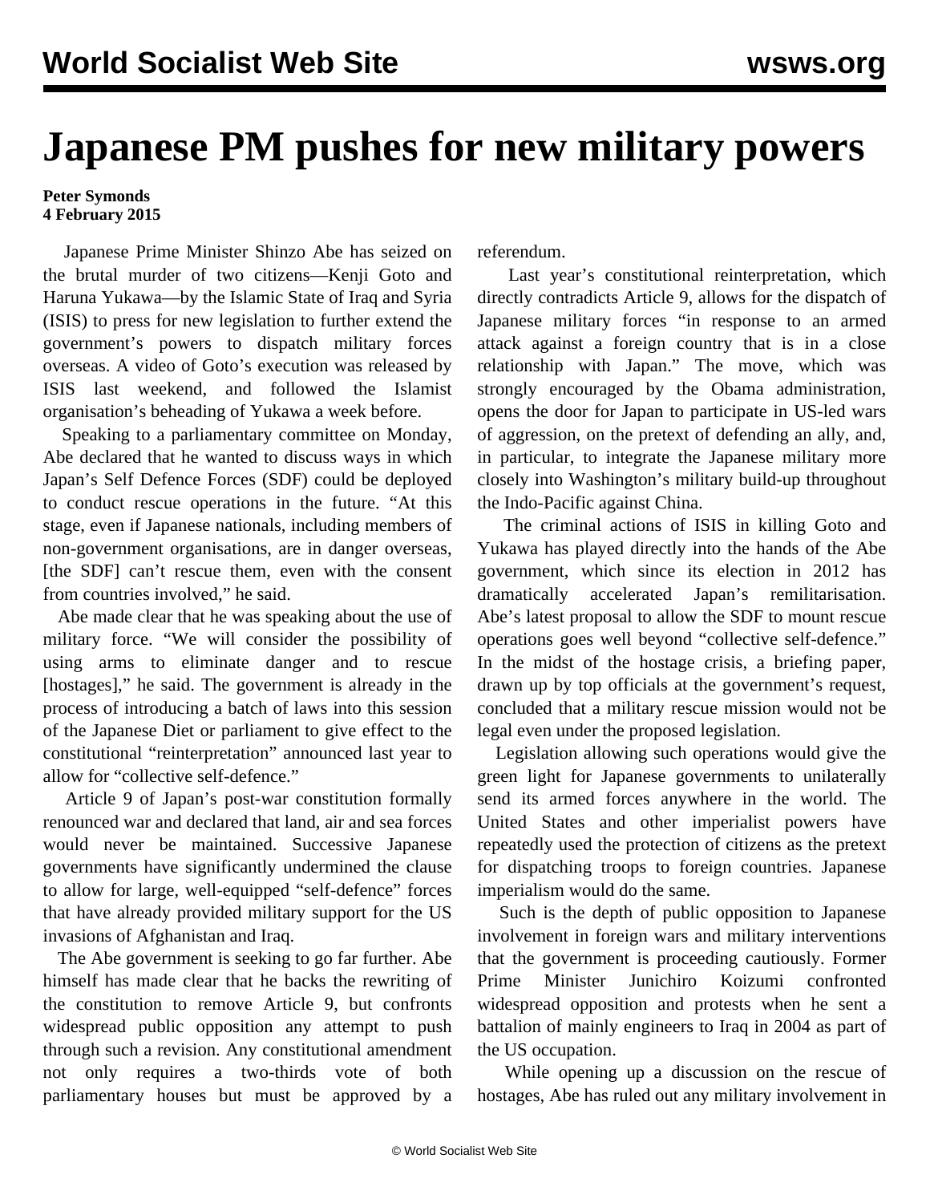# Japanese PM pushes for new military powers

**Peter Symonds**
**4 February 2015**

Japanese Prime Minister Shinzo Abe has seized on the brutal murder of two citizens—Kenji Goto and Haruna Yukawa—by the Islamic State of Iraq and Syria (ISIS) to press for new legislation to further extend the government's powers to dispatch military forces overseas. A video of Goto's execution was released by ISIS last weekend, and followed the Islamist organisation's beheading of Yukawa a week before.

Speaking to a parliamentary committee on Monday, Abe declared that he wanted to discuss ways in which Japan's Self Defence Forces (SDF) could be deployed to conduct rescue operations in the future. "At this stage, even if Japanese nationals, including members of non-government organisations, are in danger overseas, [the SDF] can't rescue them, even with the consent from countries involved," he said.

Abe made clear that he was speaking about the use of military force. "We will consider the possibility of using arms to eliminate danger and to rescue [hostages]," he said. The government is already in the process of introducing a batch of laws into this session of the Japanese Diet or parliament to give effect to the constitutional "reinterpretation" announced last year to allow for "collective self-defence."

Article 9 of Japan's post-war constitution formally renounced war and declared that land, air and sea forces would never be maintained. Successive Japanese governments have significantly undermined the clause to allow for large, well-equipped "self-defence" forces that have already provided military support for the US invasions of Afghanistan and Iraq.

The Abe government is seeking to go far further. Abe himself has made clear that he backs the rewriting of the constitution to remove Article 9, but confronts widespread public opposition any attempt to push through such a revision. Any constitutional amendment not only requires a two-thirds vote of both parliamentary houses but must be approved by a referendum.

Last year's constitutional reinterpretation, which directly contradicts Article 9, allows for the dispatch of Japanese military forces "in response to an armed attack against a foreign country that is in a close relationship with Japan." The move, which was strongly encouraged by the Obama administration, opens the door for Japan to participate in US-led wars of aggression, on the pretext of defending an ally, and, in particular, to integrate the Japanese military more closely into Washington's military build-up throughout the Indo-Pacific against China.

The criminal actions of ISIS in killing Goto and Yukawa has played directly into the hands of the Abe government, which since its election in 2012 has dramatically accelerated Japan's remilitarisation. Abe's latest proposal to allow the SDF to mount rescue operations goes well beyond "collective self-defence." In the midst of the hostage crisis, a briefing paper, drawn up by top officials at the government's request, concluded that a military rescue mission would not be legal even under the proposed legislation.

Legislation allowing such operations would give the green light for Japanese governments to unilaterally send its armed forces anywhere in the world. The United States and other imperialist powers have repeatedly used the protection of citizens as the pretext for dispatching troops to foreign countries. Japanese imperialism would do the same.

Such is the depth of public opposition to Japanese involvement in foreign wars and military interventions that the government is proceeding cautiously. Former Prime Minister Junichiro Koizumi confronted widespread opposition and protests when he sent a battalion of mainly engineers to Iraq in 2004 as part of the US occupation.

While opening up a discussion on the rescue of hostages, Abe has ruled out any military involvement in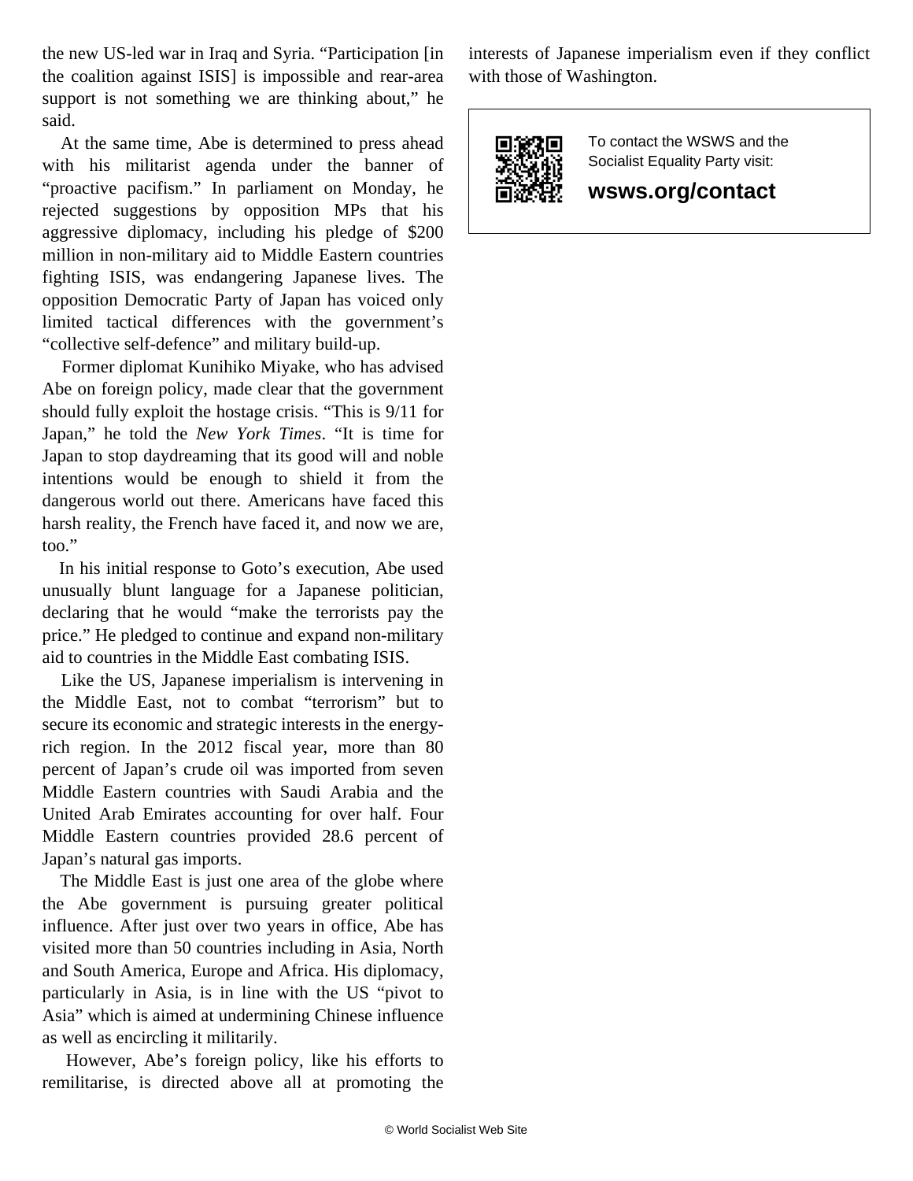the new US-led war in Iraq and Syria. "Participation [in the coalition against ISIS] is impossible and rear-area support is not something we are thinking about," he said.

At the same time, Abe is determined to press ahead with his militarist agenda under the banner of "proactive pacifism." In parliament on Monday, he rejected suggestions by opposition MPs that his aggressive diplomacy, including his pledge of $200 million in non-military aid to Middle Eastern countries fighting ISIS, was endangering Japanese lives. The opposition Democratic Party of Japan has voiced only limited tactical differences with the government's "collective self-defence" and military build-up.

Former diplomat Kunihiko Miyake, who has advised Abe on foreign policy, made clear that the government should fully exploit the hostage crisis. "This is 9/11 for Japan," he told the *New York Times*. "It is time for Japan to stop daydreaming that its good will and noble intentions would be enough to shield it from the dangerous world out there. Americans have faced this harsh reality, the French have faced it, and now we are, too."

In his initial response to Goto's execution, Abe used unusually blunt language for a Japanese politician, declaring that he would "make the terrorists pay the price." He pledged to continue and expand non-military aid to countries in the Middle East combating ISIS.

Like the US, Japanese imperialism is intervening in the Middle East, not to combat "terrorism" but to secure its economic and strategic interests in the energy-rich region. In the 2012 fiscal year, more than 80 percent of Japan's crude oil was imported from seven Middle Eastern countries with Saudi Arabia and the United Arab Emirates accounting for over half. Four Middle Eastern countries provided 28.6 percent of Japan's natural gas imports.

The Middle East is just one area of the globe where the Abe government is pursuing greater political influence. After just over two years in office, Abe has visited more than 50 countries including in Asia, North and South America, Europe and Africa. His diplomacy, particularly in Asia, is in line with the US "pivot to Asia" which is aimed at undermining Chinese influence as well as encircling it militarily.

However, Abe's foreign policy, like his efforts to remilitarise, is directed above all at promoting the interests of Japanese imperialism even if they conflict with those of Washington.

To contact the WSWS and the Socialist Equality Party visit:

**wsws.org/contact**